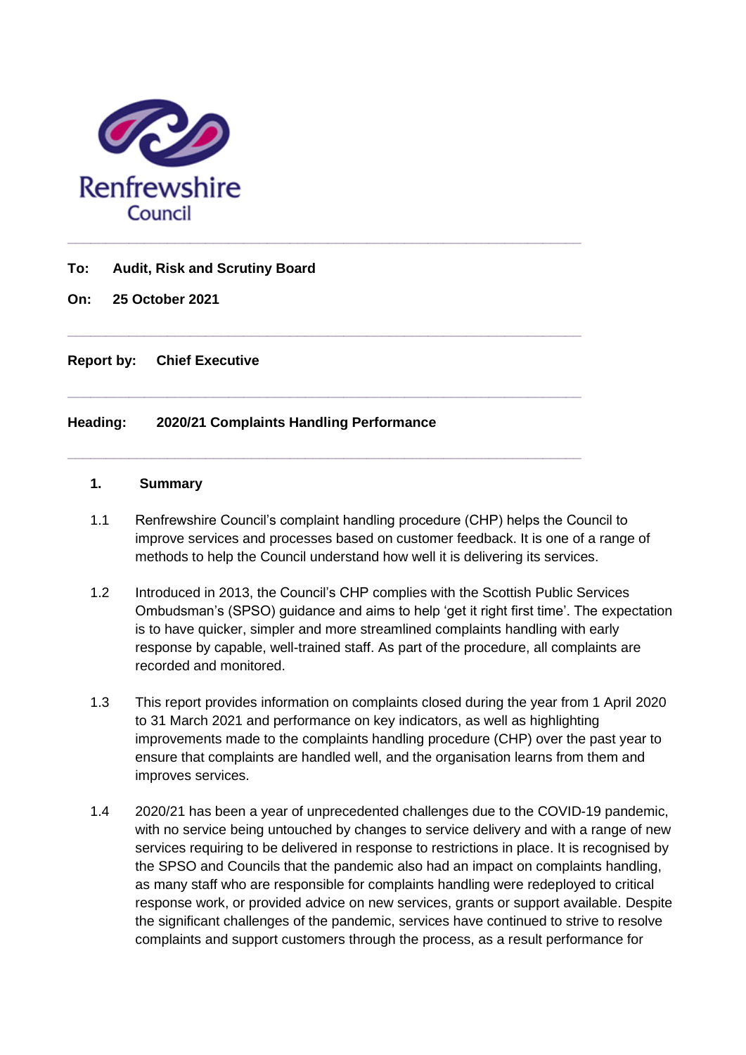Renfrewshire Council

---

**To: Audit, Risk and Scrutiny Board**

**On: 25 October 2021**

---

**Report by: Chief Executive**

---

**Heading: 2020/21 Complaints Handling Performance**

---

## 1. Summary

1.1 Renfrewshire Council's complaint handling procedure (CHP) helps the Council to improve services and processes based on customer feedback. It is one of a range of methods to help the Council understand how well it is delivering its services.

1.2 Introduced in 2013, the Council's CHP complies with the Scottish Public Services Ombudsman's (SPSO) guidance and aims to help 'get it right first time'. The expectation is to have quicker, simpler and more streamlined complaints handling with early response by capable, well-trained staff. As part of the procedure, all complaints are recorded and monitored.

1.3 This report provides information on complaints closed during the year from 1 April 2020 to 31 March 2021 and performance on key indicators, as well as highlighting improvements made to the complaints handling procedure (CHP) over the past year to ensure that complaints are handled well, and the organisation learns from them and improves services.

1.4 2020/21 has been a year of unprecedented challenges due to the COVID-19 pandemic, with no service being untouched by changes to service delivery and with a range of new services requiring to be delivered in response to restrictions in place. It is recognised by the SPSO and Councils that the pandemic also had an impact on complaints handling, as many staff who are responsible for complaints handling were redeployed to critical response work, or provided advice on new services, grants or support available. Despite the significant challenges of the pandemic, services have continued to strive to resolve complaints and support customers through the process, as a result performance for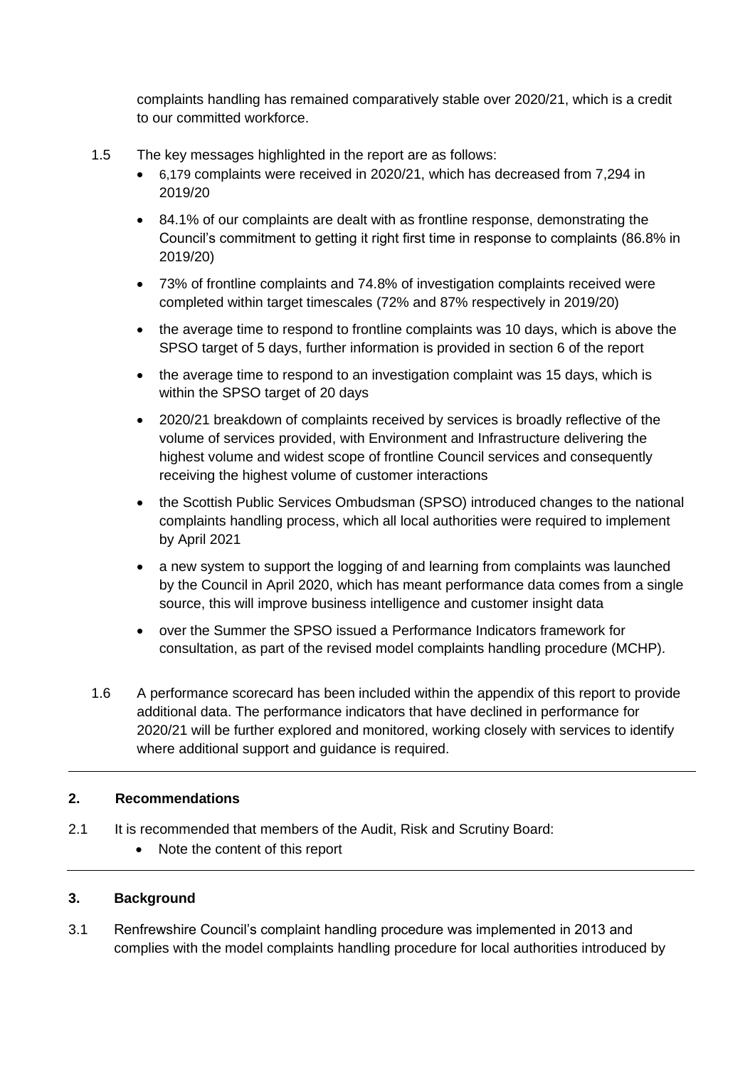complaints handling has remained comparatively stable over 2020/21, which is a credit to our committed workforce.

1.5 The key messages highlighted in the report are as follows:

- 6,179 complaints were received in 2020/21, which has decreased from 7,294 in 2019/20
- 84.1% of our complaints are dealt with as frontline response, demonstrating the Council's commitment to getting it right first time in response to complaints (86.8% in 2019/20)
- 73% of frontline complaints and 74.8% of investigation complaints received were completed within target timescales (72% and 87% respectively in 2019/20)
- the average time to respond to frontline complaints was 10 days, which is above the SPSO target of 5 days, further information is provided in section 6 of the report
- the average time to respond to an investigation complaint was 15 days, which is within the SPSO target of 20 days
- 2020/21 breakdown of complaints received by services is broadly reflective of the volume of services provided, with Environment and Infrastructure delivering the highest volume and widest scope of frontline Council services and consequently receiving the highest volume of customer interactions
- the Scottish Public Services Ombudsman (SPSO) introduced changes to the national complaints handling process, which all local authorities were required to implement by April 2021
- a new system to support the logging of and learning from complaints was launched by the Council in April 2020, which has meant performance data comes from a single source, this will improve business intelligence and customer insight data
- over the Summer the SPSO issued a Performance Indicators framework for consultation, as part of the revised model complaints handling procedure (MCHP).

1.6 A performance scorecard has been included within the appendix of this report to provide additional data. The performance indicators that have declined in performance for 2020/21 will be further explored and monitored, working closely with services to identify where additional support and guidance is required.

## 2. Recommendations

2.1 It is recommended that members of the Audit, Risk and Scrutiny Board:

- Note the content of this report

## 3. Background

3.1 Renfrewshire Council's complaint handling procedure was implemented in 2013 and complies with the model complaints handling procedure for local authorities introduced by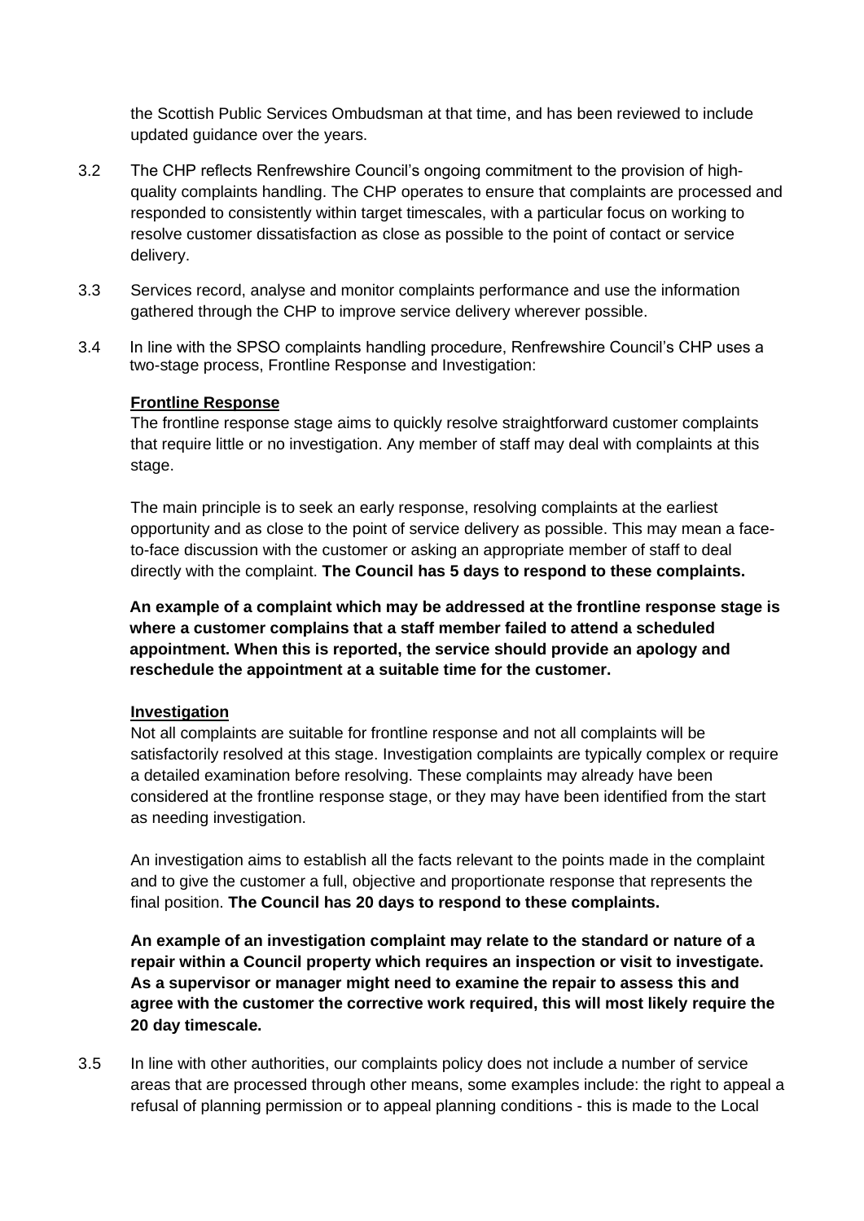the Scottish Public Services Ombudsman at that time, and has been reviewed to include updated guidance over the years.

3.2 The CHP reflects Renfrewshire Council's ongoing commitment to the provision of high-quality complaints handling. The CHP operates to ensure that complaints are processed and responded to consistently within target timescales, with a particular focus on working to resolve customer dissatisfaction as close as possible to the point of contact or service delivery.

3.3 Services record, analyse and monitor complaints performance and use the information gathered through the CHP to improve service delivery wherever possible.

3.4 In line with the SPSO complaints handling procedure, Renfrewshire Council's CHP uses a two-stage process, Frontline Response and Investigation:

**Frontline Response**

The frontline response stage aims to quickly resolve straightforward customer complaints that require little or no investigation. Any member of staff may deal with complaints at this stage.

The main principle is to seek an early response, resolving complaints at the earliest opportunity and as close to the point of service delivery as possible. This may mean a face-to-face discussion with the customer or asking an appropriate member of staff to deal directly with the complaint. **The Council has 5 days to respond to these complaints.**

**An example of a complaint which may be addressed at the frontline response stage is where a customer complains that a staff member failed to attend a scheduled appointment. When this is reported, the service should provide an apology and reschedule the appointment at a suitable time for the customer.**

**Investigation**

Not all complaints are suitable for frontline response and not all complaints will be satisfactorily resolved at this stage. Investigation complaints are typically complex or require a detailed examination before resolving. These complaints may already have been considered at the frontline response stage, or they may have been identified from the start as needing investigation.

An investigation aims to establish all the facts relevant to the points made in the complaint and to give the customer a full, objective and proportionate response that represents the final position. **The Council has 20 days to respond to these complaints.**

**An example of an investigation complaint may relate to the standard or nature of a repair within a Council property which requires an inspection or visit to investigate. As a supervisor or manager might need to examine the repair to assess this and agree with the customer the corrective work required, this will most likely require the 20 day timescale.**

3.5 In line with other authorities, our complaints policy does not include a number of service areas that are processed through other means, some examples include: the right to appeal a refusal of planning permission or to appeal planning conditions - this is made to the Local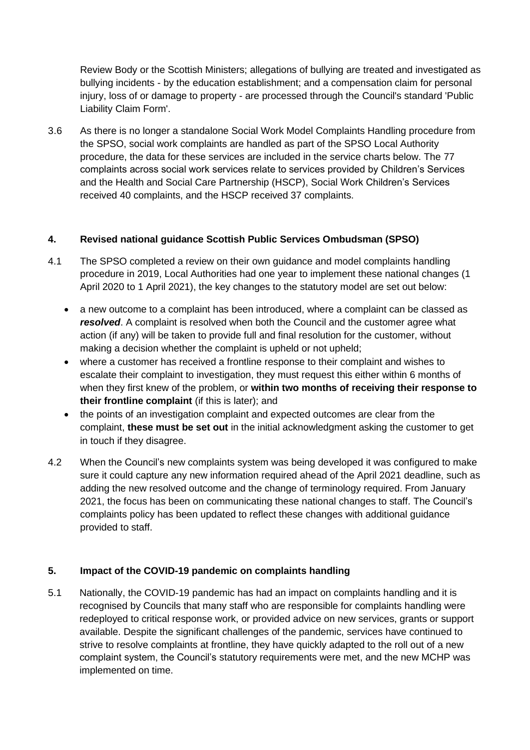Review Body or the Scottish Ministers; allegations of bullying are treated and investigated as bullying incidents - by the education establishment; and a compensation claim for personal injury, loss of or damage to property - are processed through the Council's standard 'Public Liability Claim Form'.

3.6 As there is no longer a standalone Social Work Model Complaints Handling procedure from the SPSO, social work complaints are handled as part of the SPSO Local Authority procedure, the data for these services are included in the service charts below. The 77 complaints across social work services relate to services provided by Children's Services and the Health and Social Care Partnership (HSCP), Social Work Children's Services received 40 complaints, and the HSCP received 37 complaints.

## 4. Revised national guidance Scottish Public Services Ombudsman (SPSO)

4.1 The SPSO completed a review on their own guidance and model complaints handling procedure in 2019, Local Authorities had one year to implement these national changes (1 April 2020 to 1 April 2021), the key changes to the statutory model are set out below:

- a new outcome to a complaint has been introduced, where a complaint can be classed as ***resolved***. A complaint is resolved when both the Council and the customer agree what action (if any) will be taken to provide full and final resolution for the customer, without making a decision whether the complaint is upheld or not upheld;
- where a customer has received a frontline response to their complaint and wishes to escalate their complaint to investigation, they must request this either within 6 months of when they first knew of the problem, or **within two months of receiving their response to their frontline complaint** (if this is later); and
- the points of an investigation complaint and expected outcomes are clear from the complaint, **these must be set out** in the initial acknowledgment asking the customer to get in touch if they disagree.

4.2 When the Council's new complaints system was being developed it was configured to make sure it could capture any new information required ahead of the April 2021 deadline, such as adding the new resolved outcome and the change of terminology required. From January 2021, the focus has been on communicating these national changes to staff. The Council's complaints policy has been updated to reflect these changes with additional guidance provided to staff.

## 5. Impact of the COVID-19 pandemic on complaints handling

5.1 Nationally, the COVID-19 pandemic has had an impact on complaints handling and it is recognised by Councils that many staff who are responsible for complaints handling were redeployed to critical response work, or provided advice on new services, grants or support available. Despite the significant challenges of the pandemic, services have continued to strive to resolve complaints at frontline, they have quickly adapted to the roll out of a new complaint system, the Council's statutory requirements were met, and the new MCHP was implemented on time.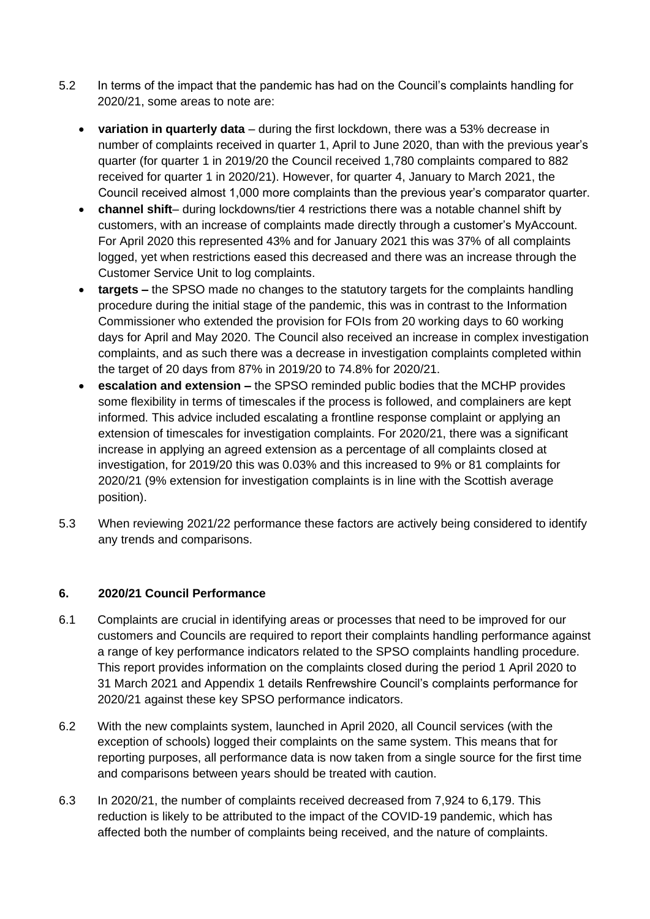5.2 In terms of the impact that the pandemic has had on the Council's complaints handling for 2020/21, some areas to note are:

- **variation in quarterly data** – during the first lockdown, there was a 53% decrease in number of complaints received in quarter 1, April to June 2020, than with the previous year's quarter (for quarter 1 in 2019/20 the Council received 1,780 complaints compared to 882 received for quarter 1 in 2020/21). However, for quarter 4, January to March 2021, the Council received almost 1,000 more complaints than the previous year's comparator quarter.
- **channel shift**– during lockdowns/tier 4 restrictions there was a notable channel shift by customers, with an increase of complaints made directly through a customer's MyAccount. For April 2020 this represented 43% and for January 2021 this was 37% of all complaints logged, yet when restrictions eased this decreased and there was an increase through the Customer Service Unit to log complaints.
- **targets –** the SPSO made no changes to the statutory targets for the complaints handling procedure during the initial stage of the pandemic, this was in contrast to the Information Commissioner who extended the provision for FOIs from 20 working days to 60 working days for April and May 2020. The Council also received an increase in complex investigation complaints, and as such there was a decrease in investigation complaints completed within the target of 20 days from 87% in 2019/20 to 74.8% for 2020/21.
- **escalation and extension –** the SPSO reminded public bodies that the MCHP provides some flexibility in terms of timescales if the process is followed, and complainers are kept informed. This advice included escalating a frontline response complaint or applying an extension of timescales for investigation complaints. For 2020/21, there was a significant increase in applying an agreed extension as a percentage of all complaints closed at investigation, for 2019/20 this was 0.03% and this increased to 9% or 81 complaints for 2020/21 (9% extension for investigation complaints is in line with the Scottish average position).

5.3 When reviewing 2021/22 performance these factors are actively being considered to identify any trends and comparisons.

## 6. 2020/21 Council Performance

6.1 Complaints are crucial in identifying areas or processes that need to be improved for our customers and Councils are required to report their complaints handling performance against a range of key performance indicators related to the SPSO complaints handling procedure. This report provides information on the complaints closed during the period 1 April 2020 to 31 March 2021 and Appendix 1 details Renfrewshire Council's complaints performance for 2020/21 against these key SPSO performance indicators.

6.2 With the new complaints system, launched in April 2020, all Council services (with the exception of schools) logged their complaints on the same system. This means that for reporting purposes, all performance data is now taken from a single source for the first time and comparisons between years should be treated with caution.

6.3 In 2020/21, the number of complaints received decreased from 7,924 to 6,179. This reduction is likely to be attributed to the impact of the COVID-19 pandemic, which has affected both the number of complaints being received, and the nature of complaints.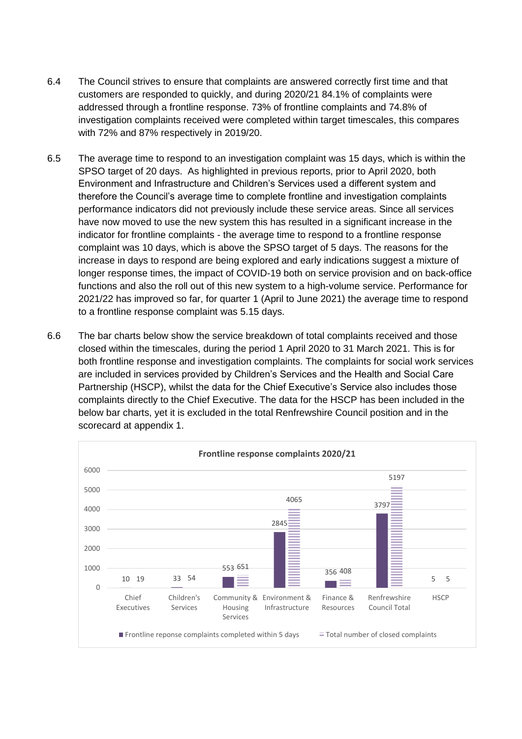6.4 The Council strives to ensure that complaints are answered correctly first time and that customers are responded to quickly, and during 2020/21 84.1% of complaints were addressed through a frontline response. 73% of frontline complaints and 74.8% of investigation complaints received were completed within target timescales, this compares with 72% and 87% respectively in 2019/20.

6.5 The average time to respond to an investigation complaint was 15 days, which is within the SPSO target of 20 days. As highlighted in previous reports, prior to April 2020, both Environment and Infrastructure and Children's Services used a different system and therefore the Council's average time to complete frontline and investigation complaints performance indicators did not previously include these service areas. Since all services have now moved to use the new system this has resulted in a significant increase in the indicator for frontline complaints - the average time to respond to a frontline response complaint was 10 days, which is above the SPSO target of 5 days. The reasons for the increase in days to respond are being explored and early indications suggest a mixture of longer response times, the impact of COVID-19 both on service provision and on back-office functions and also the roll out of this new system to a high-volume service. Performance for 2021/22 has improved so far, for quarter 1 (April to June 2021) the average time to respond to a frontline response complaint was 5.15 days.

6.6 The bar charts below show the service breakdown of total complaints received and those closed within the timescales, during the period 1 April 2020 to 31 March 2021. This is for both frontline response and investigation complaints. The complaints for social work services are included in services provided by Children's Services and the Health and Social Care Partnership (HSCP), whilst the data for the Chief Executive's Service also includes those complaints directly to the Chief Executive. The data for the HSCP has been included in the below bar charts, yet it is excluded in the total Renfrewshire Council position and in the scorecard at appendix 1.

**Frontline response complaints 2020/21**

| Service | Frontline reponse complaints completed within 5 days | Total number of closed complaints |
| --- | --- | --- |
| Chief Executives | 10 | 19 |
| Children's Services | 33 | 54 |
| Community & Housing Services | 553 | 651 |
| Environment & Infrastructure | 2845 | 4065 |
| Finance & Resources | 356 | 408 |
| Renfrewshire Council Total | 3797 | 5197 |
| HSCP | 5 | 5 |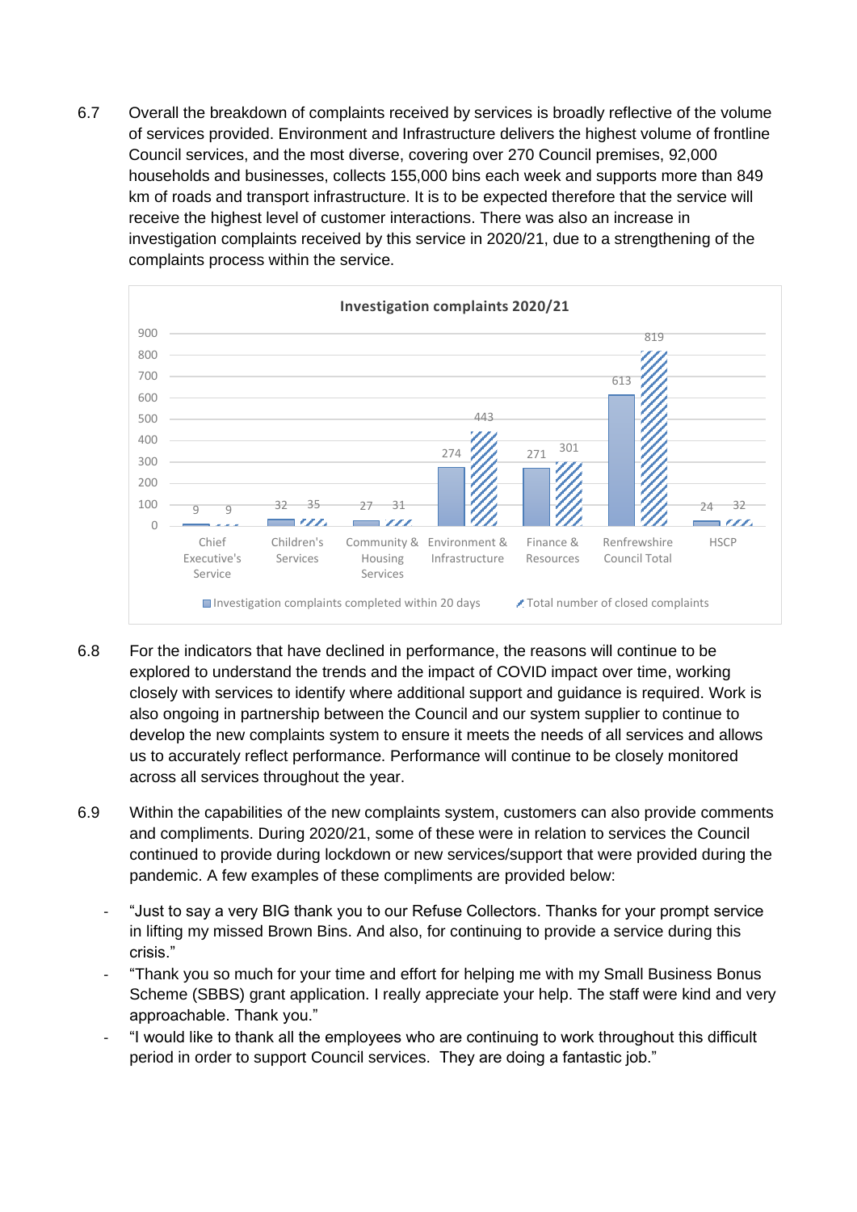6.7 Overall the breakdown of complaints received by services is broadly reflective of the volume of services provided. Environment and Infrastructure delivers the highest volume of frontline Council services, and the most diverse, covering over 270 Council premises, 92,000 households and businesses, collects 155,000 bins each week and supports more than 849 km of roads and transport infrastructure. It is to be expected therefore that the service will receive the highest level of customer interactions. There was also an increase in investigation complaints received by this service in 2020/21, due to a strengthening of the complaints process within the service.

**Investigation complaints 2020/21**

| | Investigation complaints completed within 20 days | Total number of closed complaints |
|---|---|---|
| Chief Executive's Service | 9 | 9 |
| Children's Services | 32 | 35 |
| Community & Housing Services | 27 | 31 |
| Environment & Infrastructure | 274 | 443 |
| Finance & Resources | 271 | 301 |
| Renfrewshire Council Total | 613 | 819 |
| HSCP | 24 | 32 |

6.8 For the indicators that have declined in performance, the reasons will continue to be explored to understand the trends and the impact of COVID impact over time, working closely with services to identify where additional support and guidance is required. Work is also ongoing in partnership between the Council and our system supplier to continue to develop the new complaints system to ensure it meets the needs of all services and allows us to accurately reflect performance. Performance will continue to be closely monitored across all services throughout the year.

6.9 Within the capabilities of the new complaints system, customers can also provide comments and compliments. During 2020/21, some of these were in relation to services the Council continued to provide during lockdown or new services/support that were provided during the pandemic. A few examples of these compliments are provided below:

- "Just to say a very BIG thank you to our Refuse Collectors. Thanks for your prompt service in lifting my missed Brown Bins. And also, for continuing to provide a service during this crisis."
- "Thank you so much for your time and effort for helping me with my Small Business Bonus Scheme (SBBS) grant application. I really appreciate your help. The staff were kind and very approachable. Thank you."
- "I would like to thank all the employees who are continuing to work throughout this difficult period in order to support Council services. They are doing a fantastic job."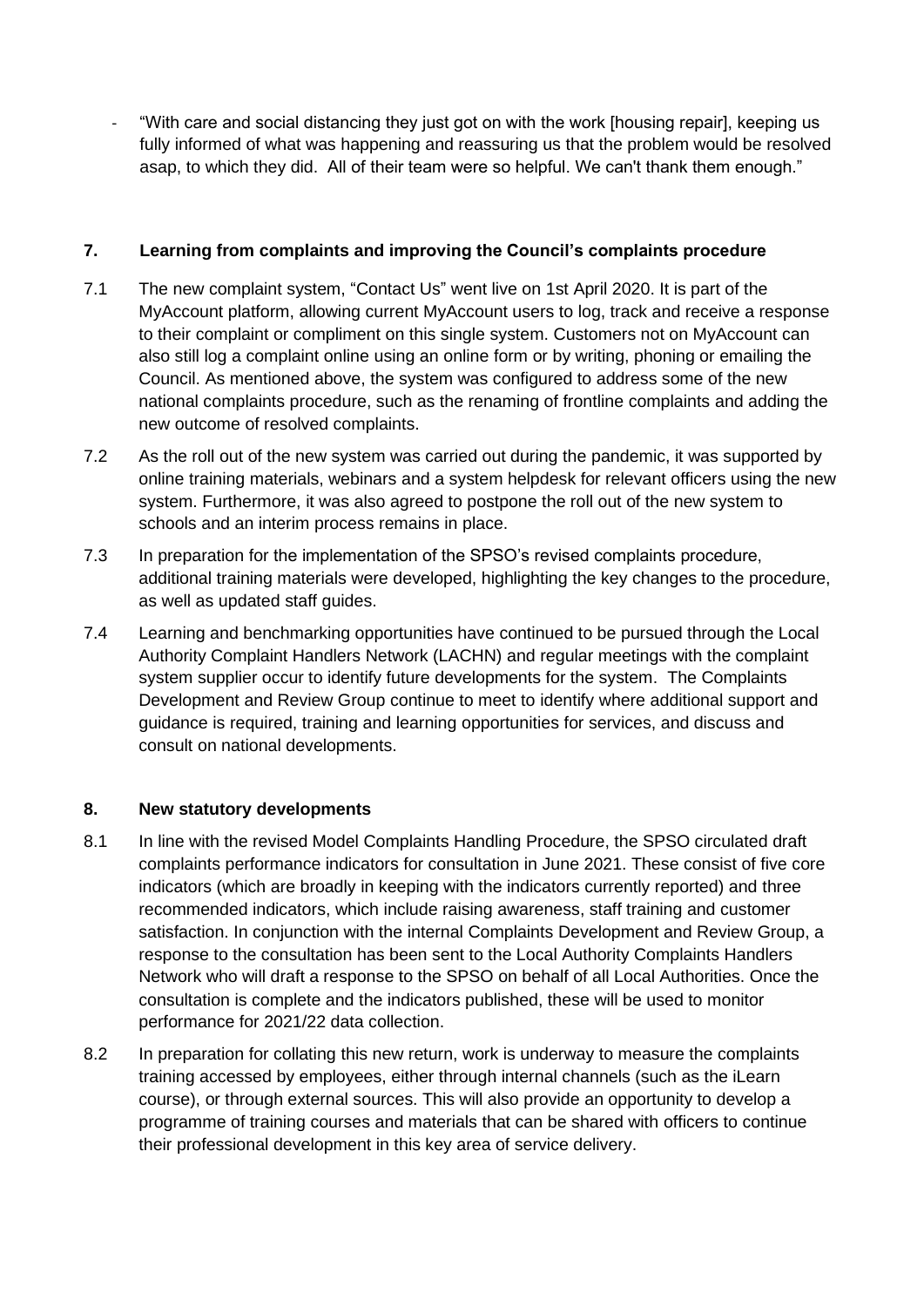- "With care and social distancing they just got on with the work [housing repair], keeping us fully informed of what was happening and reassuring us that the problem would be resolved asap, to which they did. All of their team were so helpful. We can't thank them enough."

## 7. Learning from complaints and improving the Council's complaints procedure

7.1 The new complaint system, "Contact Us" went live on 1st April 2020. It is part of the MyAccount platform, allowing current MyAccount users to log, track and receive a response to their complaint or compliment on this single system. Customers not on MyAccount can also still log a complaint online using an online form or by writing, phoning or emailing the Council. As mentioned above, the system was configured to address some of the new national complaints procedure, such as the renaming of frontline complaints and adding the new outcome of resolved complaints.

7.2 As the roll out of the new system was carried out during the pandemic, it was supported by online training materials, webinars and a system helpdesk for relevant officers using the new system. Furthermore, it was also agreed to postpone the roll out of the new system to schools and an interim process remains in place.

7.3 In preparation for the implementation of the SPSO's revised complaints procedure, additional training materials were developed, highlighting the key changes to the procedure, as well as updated staff guides.

7.4 Learning and benchmarking opportunities have continued to be pursued through the Local Authority Complaint Handlers Network (LACHN) and regular meetings with the complaint system supplier occur to identify future developments for the system. The Complaints Development and Review Group continue to meet to identify where additional support and guidance is required, training and learning opportunities for services, and discuss and consult on national developments.

## 8. New statutory developments

8.1 In line with the revised Model Complaints Handling Procedure, the SPSO circulated draft complaints performance indicators for consultation in June 2021. These consist of five core indicators (which are broadly in keeping with the indicators currently reported) and three recommended indicators, which include raising awareness, staff training and customer satisfaction. In conjunction with the internal Complaints Development and Review Group, a response to the consultation has been sent to the Local Authority Complaints Handlers Network who will draft a response to the SPSO on behalf of all Local Authorities. Once the consultation is complete and the indicators published, these will be used to monitor performance for 2021/22 data collection.

8.2 In preparation for collating this new return, work is underway to measure the complaints training accessed by employees, either through internal channels (such as the iLearn course), or through external sources. This will also provide an opportunity to develop a programme of training courses and materials that can be shared with officers to continue their professional development in this key area of service delivery.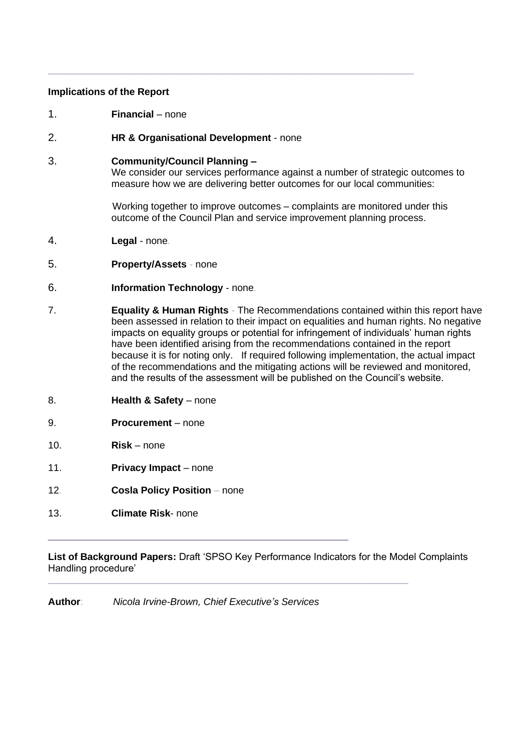---

**Implications of the Report**

1. **Financial** – none

2. **HR & Organisational Development** - none

3. **Community/Council Planning –**
   We consider our services performance against a number of strategic outcomes to measure how we are delivering better outcomes for our local communities:

   Working together to improve outcomes – complaints are monitored under this outcome of the Council Plan and service improvement planning process.

4. **Legal** - none.

5. **Property/Assets** - none

6. **Information Technology** - none.

7. **Equality & Human Rights** - The Recommendations contained within this report have been assessed in relation to their impact on equalities and human rights. No negative impacts on equality groups or potential for infringement of individuals' human rights have been identified arising from the recommendations contained in the report because it is for noting only. If required following implementation, the actual impact of the recommendations and the mitigating actions will be reviewed and monitored, and the results of the assessment will be published on the Council's website.

8. **Health & Safety** – none

9. **Procurement** – none

10. **Risk** – none

11. **Privacy Impact** – none

12. **Cosla Policy Position** – none

13. **Climate Risk**- none

---

**List of Background Papers:** Draft 'SPSO Key Performance Indicators for the Model Complaints Handling procedure'

---

**Author**: *Nicola Irvine-Brown, Chief Executive's Services*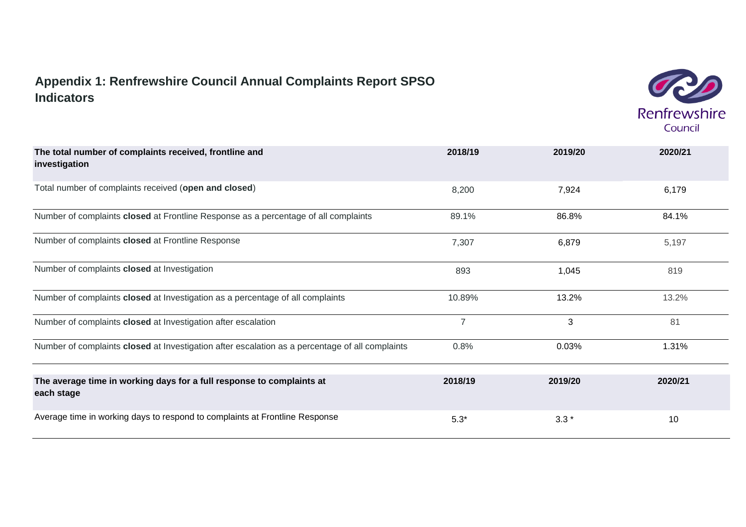## Appendix 1: Renfrewshire Council Annual Complaints Report SPSO Indicators

| The total number of complaints received, frontline and investigation | 2018/19 | 2019/20 | 2020/21 |
|---|---|---|---|
| Total number of complaints received (**open and closed**) | 8,200 | 7,924 | 6,179 |
| Number of complaints **closed** at Frontline Response as a percentage of all complaints | 89.1% | 86.8% | 84.1% |
| Number of complaints **closed** at Frontline Response | 7,307 | 6,879 | 5,197 |
| Number of complaints **closed** at Investigation | 893 | 1,045 | 819 |
| Number of complaints **closed** at Investigation as a percentage of all complaints | 10.89% | 13.2% | 13.2% |
| Number of complaints **closed** at Investigation after escalation | 7 | 3 | 81 |
| Number of complaints **closed** at Investigation after escalation as a percentage of all complaints | 0.8% | 0.03% | 1.31% |

| The average time in working days for a full response to complaints at each stage | 2018/19 | 2019/20 | 2020/21 |
|---|---|---|---|
| Average time in working days to respond to complaints at Frontline Response | 5.3* | 3.3 * | 10 |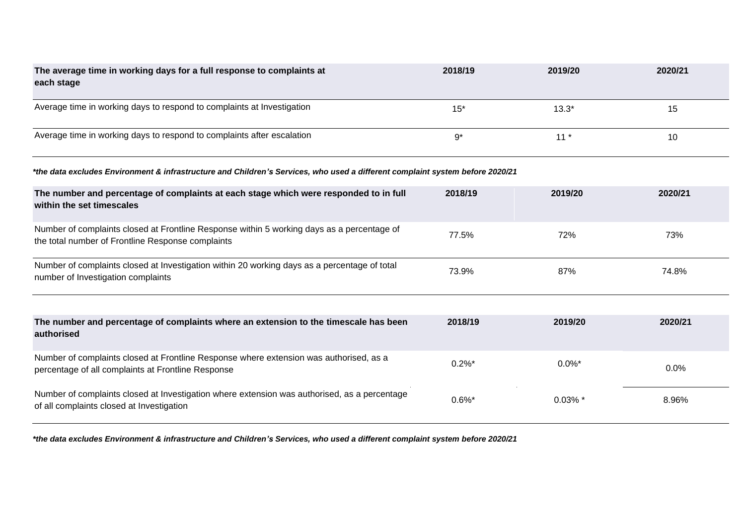| The average time in working days for a full response to complaints at each stage | 2018/19 | 2019/20 | 2020/21 |
|---|---|---|---|
| Average time in working days to respond to complaints at Investigation | 15* | 13.3* | 15 |
| Average time in working days to respond to complaints after escalation | 9* | 11 * | 10 |

***the data excludes Environment & infrastructure and Children's Services, who used a different complaint system before 2020/21***

| The number and percentage of complaints at each stage which were responded to in full within the set timescales | 2018/19 | 2019/20 | 2020/21 |
|---|---|---|---|
| Number of complaints closed at Frontline Response within 5 working days as a percentage of the total number of Frontline Response complaints | 77.5% | 72% | 73% |
| Number of complaints closed at Investigation within 20 working days as a percentage of total number of Investigation complaints | 73.9% | 87% | 74.8% |

| The number and percentage of complaints where an extension to the timescale has been authorised | 2018/19 | 2019/20 | 2020/21 |
|---|---|---|---|
| Number of complaints closed at Frontline Response where extension was authorised, as a percentage of all complaints at Frontline Response | 0.2%* | 0.0%* | 0.0% |
| Number of complaints closed at Investigation where extension was authorised, as a percentage of all complaints closed at Investigation | 0.6%* | 0.03% * | 8.96% |

***the data excludes Environment & infrastructure and Children's Services, who used a different complaint system before 2020/21***